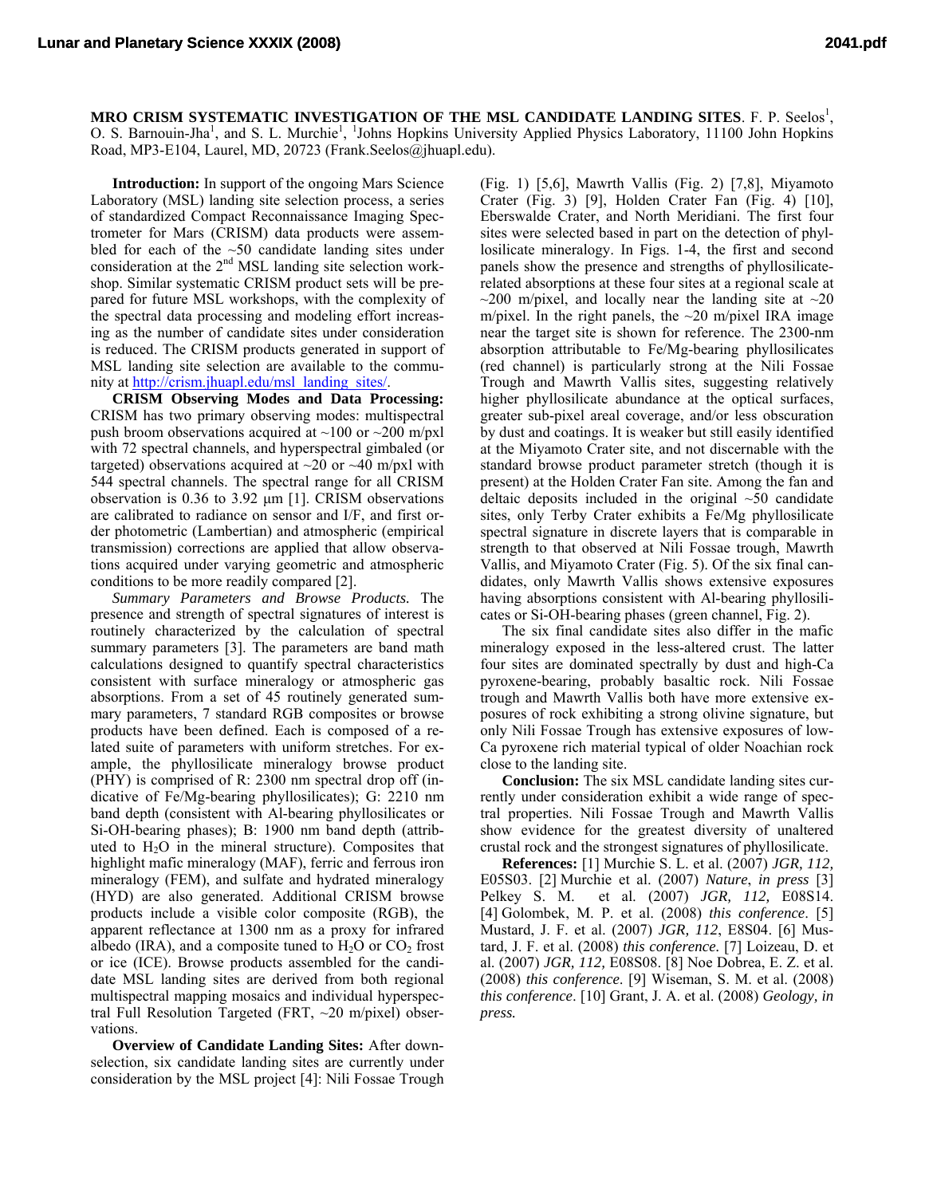**MRO CRISM SYSTEMATIC INVESTIGATION OF THE MSL CANDIDATE LANDING SITES**. F. P. Seelos[1], O. S. Barnouin-Jha[1], and S. L. Murchie[1], [1]Johns Hopkins University Applied Physics Laboratory, 11100 John Hopkins Road, MP3-E104, Laurel, MD, 20723 (Frank.Seelos@jhuapl.edu).

**Introduction:** In support of the ongoing Mars Science Laboratory (MSL) landing site selection process, a series of standardized Compact Reconnaissance Imaging Spectrometer for Mars (CRISM) data products were assembled for each of the ~50 candidate landing sites under consideration at the 2nd MSL landing site selection workshop. Similar systematic CRISM product sets will be prepared for future MSL workshops, with the complexity of the spectral data processing and modeling effort increasing as the number of candidate sites under consideration is reduced. The CRISM products generated in support of MSL landing site selection are available to the community at http://crism.jhuapl.edu/msl_landing_sites/.

**CRISM Observing Modes and Data Processing:** CRISM has two primary observing modes: multispectral push broom observations acquired at ~100 or ~200 m/pxl with 72 spectral channels, and hyperspectral gimbaled (or targeted) observations acquired at ~20 or ~40 m/pxl with 544 spectral channels. The spectral range for all CRISM observation is 0.36 to 3.92 μm [1]. CRISM observations are calibrated to radiance on sensor and I/F, and first order photometric (Lambertian) and atmospheric (empirical transmission) corrections are applied that allow observations acquired under varying geometric and atmospheric conditions to be more readily compared [2].

*Summary Parameters and Browse Products.* The presence and strength of spectral signatures of interest is routinely characterized by the calculation of spectral summary parameters [3]. The parameters are band math calculations designed to quantify spectral characteristics consistent with surface mineralogy or atmospheric gas absorptions. From a set of 45 routinely generated summary parameters, 7 standard RGB composites or browse products have been defined. Each is composed of a related suite of parameters with uniform stretches. For example, the phyllosilicate mineralogy browse product (PHY) is comprised of R: 2300 nm spectral drop off (indicative of Fe/Mg-bearing phyllosilicates); G: 2210 nm band depth (consistent with Al-bearing phyllosilicates or Si-OH-bearing phases); B: 1900 nm band depth (attributed to $H_2O$ in the mineral structure). Composites that highlight mafic mineralogy (MAF), ferric and ferrous iron mineralogy (FEM), and sulfate and hydrated mineralogy (HYD) are also generated. Additional CRISM browse products include a visible color composite (RGB), the apparent reflectance at 1300 nm as a proxy for infrared albedo (IRA), and a composite tuned to $H_2O$ or $CO_2$ frost or ice (ICE). Browse products assembled for the candidate MSL landing sites are derived from both regional multispectral mapping mosaics and individual hyperspectral Full Resolution Targeted (FRT, ~20 m/pixel) observations.

**Overview of Candidate Landing Sites:** After downselection, six candidate landing sites are currently under consideration by the MSL project [4]: Nili Fossae Trough (Fig. 1) [5,6], Mawrth Vallis (Fig. 2) [7,8], Miyamoto Crater (Fig. 3) [9], Holden Crater Fan (Fig. 4) [10], Eberswalde Crater, and North Meridiani. The first four sites were selected based in part on the detection of phyllosilicate mineralogy. In Figs. 1-4, the first and second panels show the presence and strengths of phyllosilicate-related absorptions at these four sites at a regional scale at ~200 m/pixel, and locally near the landing site at ~20 m/pixel. In the right panels, the ~20 m/pixel IRA image near the target site is shown for reference. The 2300-nm absorption attributable to Fe/Mg-bearing phyllosilicates (red channel) is particularly strong at the Nili Fossae Trough and Mawrth Vallis sites, suggesting relatively higher phyllosilicate abundance at the optical surfaces, greater sub-pixel areal coverage, and/or less obscuration by dust and coatings. It is weaker but still easily identified at the Miyamoto Crater site, and not discernable with the standard browse product parameter stretch (though it is present) at the Holden Crater Fan site. Among the fan and deltaic deposits included in the original ~50 candidate sites, only Terby Crater exhibits a Fe/Mg phyllosilicate spectral signature in discrete layers that is comparable in strength to that observed at Nili Fossae trough, Mawrth Vallis, and Miyamoto Crater (Fig. 5). Of the six final candidates, only Mawrth Vallis shows extensive exposures having absorptions consistent with Al-bearing phyllosilicates or Si-OH-bearing phases (green channel, Fig. 2).

The six final candidate sites also differ in the mafic mineralogy exposed in the less-altered crust. The latter four sites are dominated spectrally by dust and high-Ca pyroxene-bearing, probably basaltic rock. Nili Fossae trough and Mawrth Vallis both have more extensive exposures of rock exhibiting a strong olivine signature, but only Nili Fossae Trough has extensive exposures of low-Ca pyroxene rich material typical of older Noachian rock close to the landing site.

**Conclusion:** The six MSL candidate landing sites currently under consideration exhibit a wide range of spectral properties. Nili Fossae Trough and Mawrth Vallis show evidence for the greatest diversity of unaltered crustal rock and the strongest signatures of phyllosilicate.

**References:** [1] Murchie S. L. et al. (2007) *JGR, 112,* E05S03. [2] Murchie et al. (2007) *Nature*, *in press* [3] Pelkey S. M. et al. (2007) *JGR, 112,* E08S14. [4] Golombek, M. P. et al. (2008) *this conference*. [5] Mustard, J. F. et al. (2007) *JGR, 112*, E8S04. [6] Mustard, J. F. et al. (2008) *this conference.* [7] Loizeau, D. et al. (2007) *JGR, 112,* E08S08. [8] Noe Dobrea, E. Z. et al. (2008) *this conference*. [9] Wiseman, S. M. et al. (2008) *this conference*. [10] Grant, J. A. et al. (2008) *Geology, in press.*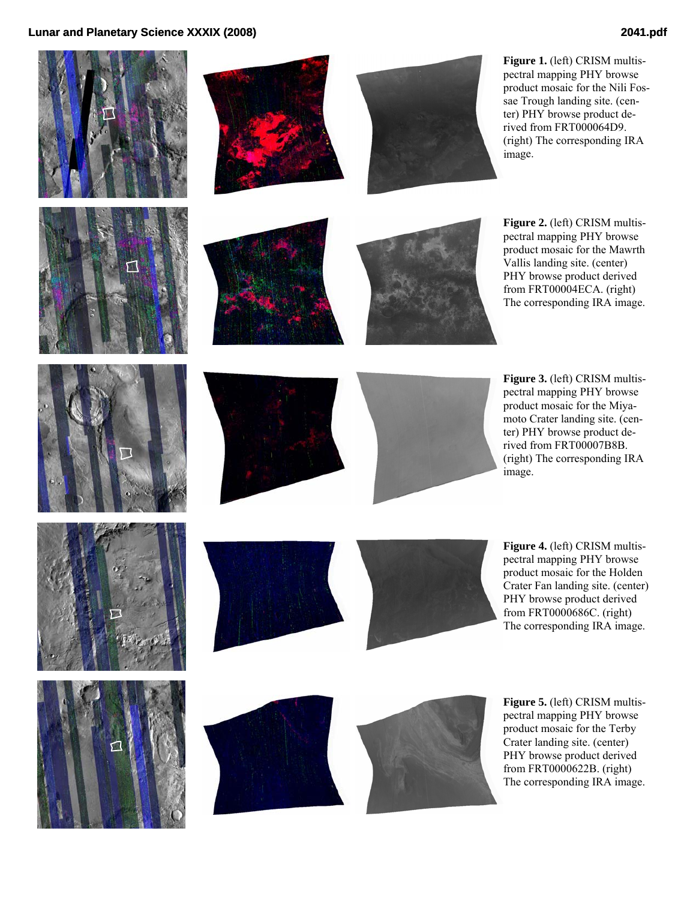**Figure 1.** (left) CRISM multispectral mapping PHY browse product mosaic for the Nili Fossae Trough landing site. (center) PHY browse product derived from FRT000064D9. (right) The corresponding IRA image.

**Figure 2.** (left) CRISM multispectral mapping PHY browse product mosaic for the Mawrth Vallis landing site. (center) PHY browse product derived from FRT00004ECA. (right) The corresponding IRA image.

**Figure 3.** (left) CRISM multispectral mapping PHY browse product mosaic for the Miyamoto Crater landing site. (center) PHY browse product derived from FRT00007B8B. (right) The corresponding IRA image.

**Figure 4.** (left) CRISM multispectral mapping PHY browse product mosaic for the Holden Crater Fan landing site. (center) PHY browse product derived from FRT0000686C. (right) The corresponding IRA image.

**Figure 5.** (left) CRISM multispectral mapping PHY browse product mosaic for the Terby Crater landing site. (center) PHY browse product derived from FRT0000622B. (right) The corresponding IRA image.